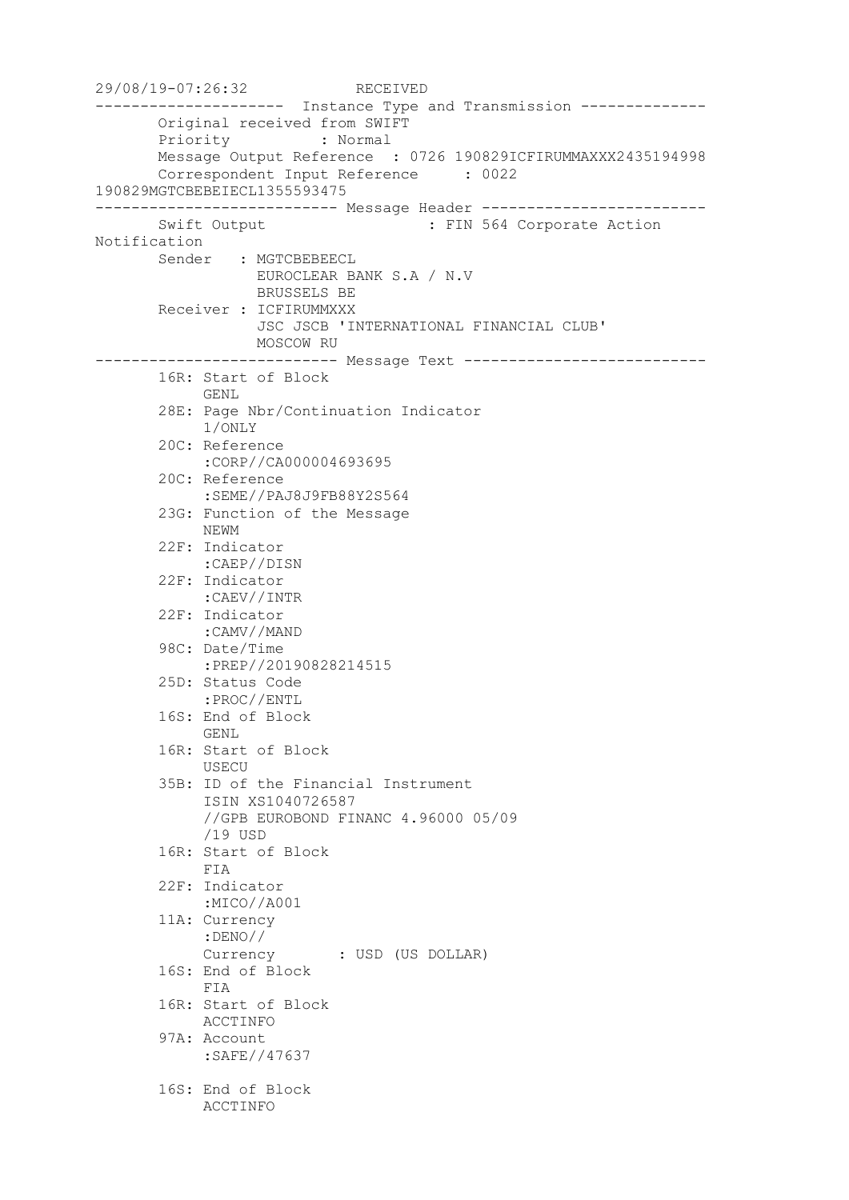```
29/08/19-07:26:32            RECEIVED
---------------------  Instance Type and Transmission --------------
       Original received from SWIFT
       Priority          : Normal
       Message Output Reference  : 0726 190829ICFIRUMMAXXX2435194998
       Correspondent Input Reference     : 0022
190829MGTCBEBEIECL1355593475
--------------------------- Message Header -------------------------
       Swift Output                  : FIN 564 Corporate Action
Notification
       Sender   : MGTCBEBEECL
                  EUROCLEAR BANK S.A / N.V
                  BRUSSELS BE
       Receiver : ICFIRUMMXXX
                  JSC JSCB 'INTERNATIONAL FINANCIAL CLUB'
                  MOSCOW RU
--------------------------- Message Text ---------------------------
       16R: Start of Block
            GENL
       28E: Page Nbr/Continuation Indicator
            1/ONLY
       20C: Reference
            :CORP//CA000004693695
       20C: Reference
            :SEME//PAJ8J9FB88Y2S564
       23G: Function of the Message
            NEWM
       22F: Indicator
            :CAEP//DISN
       22F: Indicator
            :CAEV//INTR
       22F: Indicator
            :CAMV//MAND
       98C: Date/Time
            :PREP//20190828214515
       25D: Status Code
            :PROC//ENTL
       16S: End of Block
            GENL
       16R: Start of Block
            USECU
       35B: ID of the Financial Instrument
            ISIN XS1040726587
            //GPB EUROBOND FINANC 4.96000 05/09
            /19 USD
       16R: Start of Block
            FIA
       22F: Indicator
            :MICO//A001
       11A: Currency
            :DENO//
            Currency       : USD (US DOLLAR)
       16S: End of Block
            FIA
       16R: Start of Block
            ACCTINFO
       97A: Account
            :SAFE//47637

       16S: End of Block
            ACCTINFO
```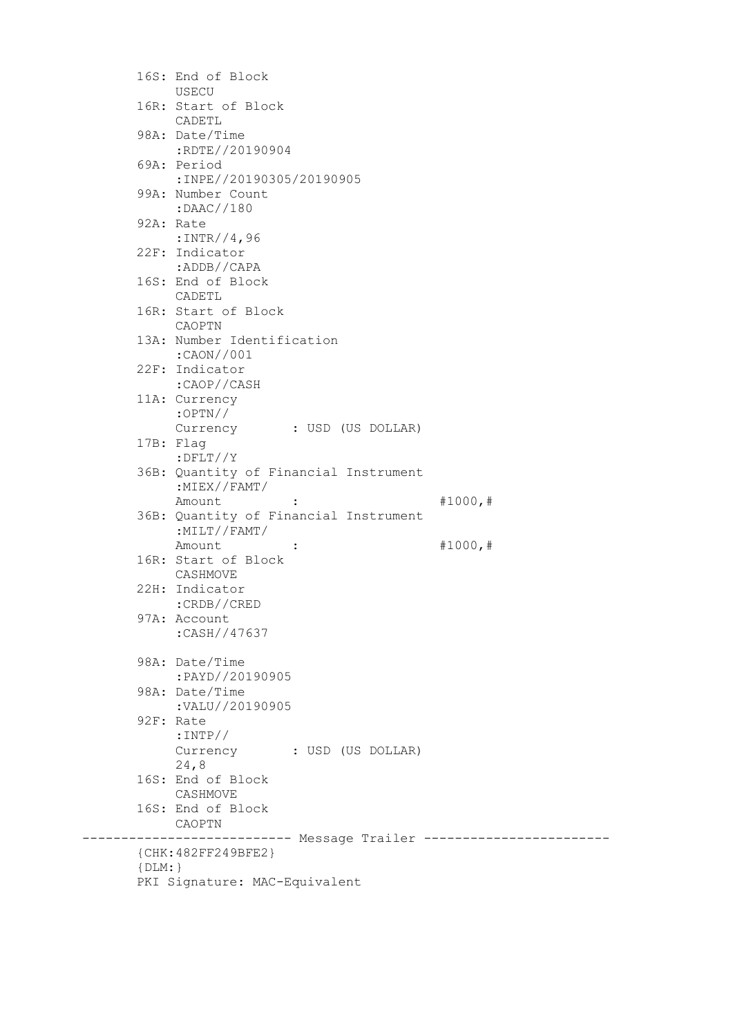```
       16S: End of Block
            USECU
       16R: Start of Block
            CADETL
       98A: Date/Time
            :RDTE//20190904
       69A: Period
            :INPE//20190305/20190905
       99A: Number Count
            :DAAC//180
       92A: Rate
            :INTR//4,96
       22F: Indicator
            :ADDB//CAPA
       16S: End of Block
            CADETL
       16R: Start of Block
            CAOPTN
       13A: Number Identification
            :CAON//001
       22F: Indicator
            :CAOP//CASH
       11A: Currency
            :OPTN//
            Currency       : USD (US DOLLAR)
       17B: Flag
            :DFLT//Y
       36B: Quantity of Financial Instrument
            :MIEX//FAMT/
            Amount         :                    #1000,#
       36B: Quantity of Financial Instrument
            :MILT//FAMT/
            Amount         :                    #1000,#
       16R: Start of Block
            CASHMOVE
       22H: Indicator
            :CRDB//CRED
       97A: Account
            :CASH//47637

       98A: Date/Time
            :PAYD//20190905
       98A: Date/Time
            :VALU//20190905
       92F: Rate
            :INTP//
            Currency       : USD (US DOLLAR)
            24,8
       16S: End of Block
            CASHMOVE
       16S: End of Block
            CAOPTN
---------------------------- Message Trailer ------------------------
       {CHK:482FF249BFE2}
       {DLM:}
       PKI Signature: MAC-Equivalent
```